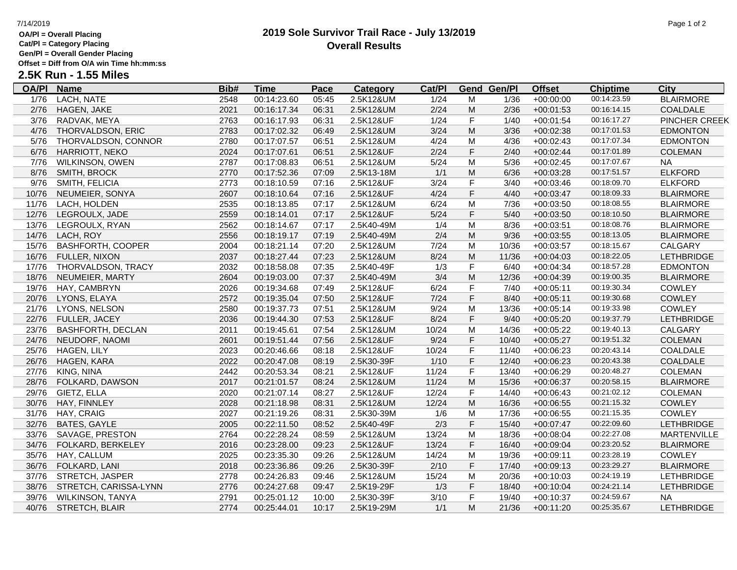OA/Pl = Overall Placing
Cat/Pl = Category Placing
Gen/Pl = Overall Gender Placing
Offset = Diff from O/A win Time hh:mm:ss

# 2019 Sole Survivor Trail Race - July 13/2019

## Overall Results

### 2.5K Run - 1.55 Miles

| OA/Pl | Name | Bib# | Time | Pace | Category | Cat/Pl | Gend | Gen/Pl | Offset | Chiptime | City |
|---|---|---|---|---|---|---|---|---|---|---|---|
| 1/76 | LACH, NATE | 2548 | 00:14:23.60 | 05:45 | 2.5K12&UM | 1/24 | M | 1/36 | +00:00:00 | 00:14:23.59 | BLAIRMORE |
| 2/76 | HAGEN, JAKE | 2021 | 00:16:17.34 | 06:31 | 2.5K12&UM | 2/24 | M | 2/36 | +00:01:53 | 00:16:14.15 | COALDALE |
| 3/76 | RADVAK, MEYA | 2763 | 00:16:17.93 | 06:31 | 2.5K12&UF | 1/24 | F | 1/40 | +00:01:54 | 00:16:17.27 | PINCHER CREEK |
| 4/76 | THORVALDSON, ERIC | 2783 | 00:17:02.32 | 06:49 | 2.5K12&UM | 3/24 | M | 3/36 | +00:02:38 | 00:17:01.53 | EDMONTON |
| 5/76 | THORVALDSON, CONNOR | 2780 | 00:17:07.57 | 06:51 | 2.5K12&UM | 4/24 | M | 4/36 | +00:02:43 | 00:17:07.34 | EDMONTON |
| 6/76 | HARRIOTT, NEKO | 2024 | 00:17:07.61 | 06:51 | 2.5K12&UF | 2/24 | F | 2/40 | +00:02:44 | 00:17:01.89 | COLEMAN |
| 7/76 | WILKINSON, OWEN | 2787 | 00:17:08.83 | 06:51 | 2.5K12&UM | 5/24 | M | 5/36 | +00:02:45 | 00:17:07.67 | NA |
| 8/76 | SMITH, BROCK | 2770 | 00:17:52.36 | 07:09 | 2.5K13-18M | 1/1 | M | 6/36 | +00:03:28 | 00:17:51.57 | ELKFORD |
| 9/76 | SMITH, FELICIA | 2773 | 00:18:10.59 | 07:16 | 2.5K12&UF | 3/24 | F | 3/40 | +00:03:46 | 00:18:09.70 | ELKFORD |
| 10/76 | NEUMEIER, SONYA | 2607 | 00:18:10.64 | 07:16 | 2.5K12&UF | 4/24 | F | 4/40 | +00:03:47 | 00:18:09.33 | BLAIRMORE |
| 11/76 | LACH, HOLDEN | 2535 | 00:18:13.85 | 07:17 | 2.5K12&UM | 6/24 | M | 7/36 | +00:03:50 | 00:18:08.55 | BLAIRMORE |
| 12/76 | LEGROULX, JADE | 2559 | 00:18:14.01 | 07:17 | 2.5K12&UF | 5/24 | F | 5/40 | +00:03:50 | 00:18:10.50 | BLAIRMORE |
| 13/76 | LEGROULX, RYAN | 2562 | 00:18:14.67 | 07:17 | 2.5K40-49M | 1/4 | M | 8/36 | +00:03:51 | 00:18:08.76 | BLAIRMORE |
| 14/76 | LACH, ROY | 2556 | 00:18:19.17 | 07:19 | 2.5K40-49M | 2/4 | M | 9/36 | +00:03:55 | 00:18:13.05 | BLAIRMORE |
| 15/76 | BASHFORTH, COOPER | 2004 | 00:18:21.14 | 07:20 | 2.5K12&UM | 7/24 | M | 10/36 | +00:03:57 | 00:18:15.67 | CALGARY |
| 16/76 | FULLER, NIXON | 2037 | 00:18:27.44 | 07:23 | 2.5K12&UM | 8/24 | M | 11/36 | +00:04:03 | 00:18:22.05 | LETHBRIDGE |
| 17/76 | THORVALDSON, TRACY | 2032 | 00:18:58.08 | 07:35 | 2.5K40-49F | 1/3 | F | 6/40 | +00:04:34 | 00:18:57.28 | EDMONTON |
| 18/76 | NEUMEIER, MARTY | 2604 | 00:19:03.00 | 07:37 | 2.5K40-49M | 3/4 | M | 12/36 | +00:04:39 | 00:19:00.35 | BLAIRMORE |
| 19/76 | HAY, CAMBRYN | 2026 | 00:19:34.68 | 07:49 | 2.5K12&UF | 6/24 | F | 7/40 | +00:05:11 | 00:19:30.34 | COWLEY |
| 20/76 | LYONS, ELAYA | 2572 | 00:19:35.04 | 07:50 | 2.5K12&UF | 7/24 | F | 8/40 | +00:05:11 | 00:19:30.68 | COWLEY |
| 21/76 | LYONS, NELSON | 2580 | 00:19:37.73 | 07:51 | 2.5K12&UM | 9/24 | M | 13/36 | +00:05:14 | 00:19:33.98 | COWLEY |
| 22/76 | FULLER, JACEY | 2036 | 00:19:44.30 | 07:53 | 2.5K12&UF | 8/24 | F | 9/40 | +00:05:20 | 00:19:37.79 | LETHBRIDGE |
| 23/76 | BASHFORTH, DECLAN | 2011 | 00:19:45.61 | 07:54 | 2.5K12&UM | 10/24 | M | 14/36 | +00:05:22 | 00:19:40.13 | CALGARY |
| 24/76 | NEUDORF, NAOMI | 2601 | 00:19:51.44 | 07:56 | 2.5K12&UF | 9/24 | F | 10/40 | +00:05:27 | 00:19:51.32 | COLEMAN |
| 25/76 | HAGEN, LILY | 2023 | 00:20:46.66 | 08:18 | 2.5K12&UF | 10/24 | F | 11/40 | +00:06:23 | 00:20:43.14 | COALDALE |
| 26/76 | HAGEN, KARA | 2022 | 00:20:47.08 | 08:19 | 2.5K30-39F | 1/10 | F | 12/40 | +00:06:23 | 00:20:43.38 | COALDALE |
| 27/76 | KING, NINA | 2442 | 00:20:53.34 | 08:21 | 2.5K12&UF | 11/24 | F | 13/40 | +00:06:29 | 00:20:48.27 | COLEMAN |
| 28/76 | FOLKARD, DAWSON | 2017 | 00:21:01.57 | 08:24 | 2.5K12&UM | 11/24 | M | 15/36 | +00:06:37 | 00:20:58.15 | BLAIRMORE |
| 29/76 | GIETZ, ELLA | 2020 | 00:21:07.14 | 08:27 | 2.5K12&UF | 12/24 | F | 14/40 | +00:06:43 | 00:21:02.12 | COLEMAN |
| 30/76 | HAY, FINNLEY | 2028 | 00:21:18.98 | 08:31 | 2.5K12&UM | 12/24 | M | 16/36 | +00:06:55 | 00:21:15.32 | COWLEY |
| 31/76 | HAY, CRAIG | 2027 | 00:21:19.26 | 08:31 | 2.5K30-39M | 1/6 | M | 17/36 | +00:06:55 | 00:21:15.35 | COWLEY |
| 32/76 | BATES, GAYLE | 2005 | 00:22:11.50 | 08:52 | 2.5K40-49F | 2/3 | F | 15/40 | +00:07:47 | 00:22:09.60 | LETHBRIDGE |
| 33/76 | SAVAGE, PRESTON | 2764 | 00:22:28.24 | 08:59 | 2.5K12&UM | 13/24 | M | 18/36 | +00:08:04 | 00:22:27.08 | MARTENVILLE |
| 34/76 | FOLKARD, BERKELEY | 2016 | 00:23:28.00 | 09:23 | 2.5K12&UF | 13/24 | F | 16/40 | +00:09:04 | 00:23:20.52 | BLAIRMORE |
| 35/76 | HAY, CALLUM | 2025 | 00:23:35.30 | 09:26 | 2.5K12&UM | 14/24 | M | 19/36 | +00:09:11 | 00:23:28.19 | COWLEY |
| 36/76 | FOLKARD, LANI | 2018 | 00:23:36.86 | 09:26 | 2.5K30-39F | 2/10 | F | 17/40 | +00:09:13 | 00:23:29.27 | BLAIRMORE |
| 37/76 | STRETCH, JASPER | 2778 | 00:24:26.83 | 09:46 | 2.5K12&UM | 15/24 | M | 20/36 | +00:10:03 | 00:24:19.19 | LETHBRIDGE |
| 38/76 | STRETCH, CARISSA-LYNN | 2776 | 00:24:27.68 | 09:47 | 2.5K19-29F | 1/3 | F | 18/40 | +00:10:04 | 00:24:21.14 | LETHBRIDGE |
| 39/76 | WILKINSON, TANYA | 2791 | 00:25:01.12 | 10:00 | 2.5K30-39F | 3/10 | F | 19/40 | +00:10:37 | 00:24:59.67 | NA |
| 40/76 | STRETCH, BLAIR | 2774 | 00:25:44.01 | 10:17 | 2.5K19-29M | 1/1 | M | 21/36 | +00:11:20 | 00:25:35.67 | LETHBRIDGE |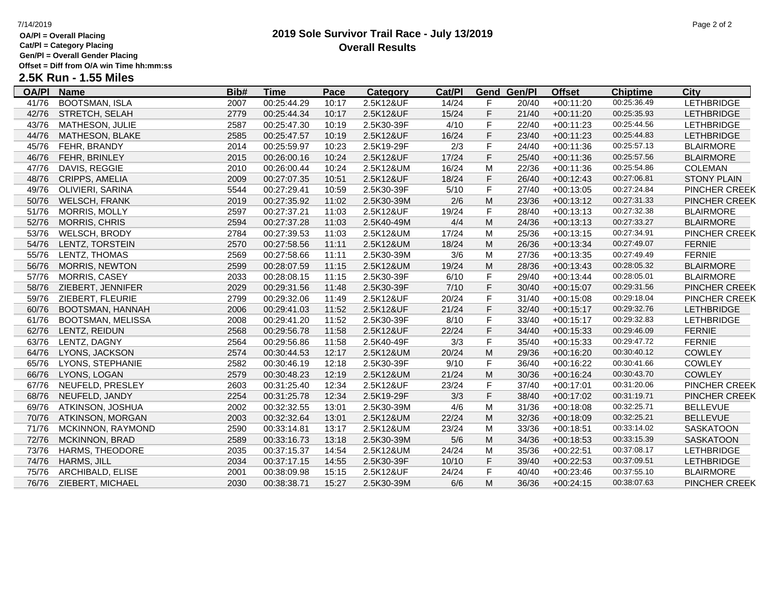OA/Pl = Overall Placing
Cat/Pl = Category Placing
Gen/Pl = Overall Gender Placing
Offset = Diff from O/A win Time hh:mm:ss

# 2019 Sole Survivor Trail Race - July 13/2019

## Overall Results

### 2.5K Run - 1.55 Miles

| OA/Pl | Name | Bib# | Time | Pace | Category | Cat/Pl | Gend | Gen/Pl | Offset | Chiptime | City |
|---|---|---|---|---|---|---|---|---|---|---|---|
| 41/76 | BOOTSMAN, ISLA | 2007 | 00:25:44.29 | 10:17 | 2.5K12&UF | 14/24 | F | 20/40 | +00:11:20 | 00:25:36.49 | LETHBRIDGE |
| 42/76 | STRETCH, SELAH | 2779 | 00:25:44.34 | 10:17 | 2.5K12&UF | 15/24 | F | 21/40 | +00:11:20 | 00:25:35.93 | LETHBRIDGE |
| 43/76 | MATHESON, JULIE | 2587 | 00:25:47.30 | 10:19 | 2.5K30-39F | 4/10 | F | 22/40 | +00:11:23 | 00:25:44.56 | LETHBRIDGE |
| 44/76 | MATHESON, BLAKE | 2585 | 00:25:47.57 | 10:19 | 2.5K12&UF | 16/24 | F | 23/40 | +00:11:23 | 00:25:44.83 | LETHBRIDGE |
| 45/76 | FEHR, BRANDY | 2014 | 00:25:59.97 | 10:23 | 2.5K19-29F | 2/3 | F | 24/40 | +00:11:36 | 00:25:57.13 | BLAIRMORE |
| 46/76 | FEHR, BRINLEY | 2015 | 00:26:00.16 | 10:24 | 2.5K12&UF | 17/24 | F | 25/40 | +00:11:36 | 00:25:57.56 | BLAIRMORE |
| 47/76 | DAVIS, REGGIE | 2010 | 00:26:00.44 | 10:24 | 2.5K12&UM | 16/24 | M | 22/36 | +00:11:36 | 00:25:54.86 | COLEMAN |
| 48/76 | CRIPPS, AMELIA | 2009 | 00:27:07.35 | 10:51 | 2.5K12&UF | 18/24 | F | 26/40 | +00:12:43 | 00:27:06.81 | STONY PLAIN |
| 49/76 | OLIVIERI, SARINA | 5544 | 00:27:29.41 | 10:59 | 2.5K30-39F | 5/10 | F | 27/40 | +00:13:05 | 00:27:24.84 | PINCHER CREEK |
| 50/76 | WELSCH, FRANK | 2019 | 00:27:35.92 | 11:02 | 2.5K30-39M | 2/6 | M | 23/36 | +00:13:12 | 00:27:31.33 | PINCHER CREEK |
| 51/76 | MORRIS, MOLLY | 2597 | 00:27:37.21 | 11:03 | 2.5K12&UF | 19/24 | F | 28/40 | +00:13:13 | 00:27:32.38 | BLAIRMORE |
| 52/76 | MORRIS, CHRIS | 2594 | 00:27:37.28 | 11:03 | 2.5K40-49M | 4/4 | M | 24/36 | +00:13:13 | 00:27:33.27 | BLAIRMORE |
| 53/76 | WELSCH, BRODY | 2784 | 00:27:39.53 | 11:03 | 2.5K12&UM | 17/24 | M | 25/36 | +00:13:15 | 00:27:34.91 | PINCHER CREEK |
| 54/76 | LENTZ, TORSTEIN | 2570 | 00:27:58.56 | 11:11 | 2.5K12&UM | 18/24 | M | 26/36 | +00:13:34 | 00:27:49.07 | FERNIE |
| 55/76 | LENTZ, THOMAS | 2569 | 00:27:58.66 | 11:11 | 2.5K30-39M | 3/6 | M | 27/36 | +00:13:35 | 00:27:49.49 | FERNIE |
| 56/76 | MORRIS, NEWTON | 2599 | 00:28:07.59 | 11:15 | 2.5K12&UM | 19/24 | M | 28/36 | +00:13:43 | 00:28:05.32 | BLAIRMORE |
| 57/76 | MORRIS, CASEY | 2033 | 00:28:08.15 | 11:15 | 2.5K30-39F | 6/10 | F | 29/40 | +00:13:44 | 00:28:05.01 | BLAIRMORE |
| 58/76 | ZIEBERT, JENNIFER | 2029 | 00:29:31.56 | 11:48 | 2.5K30-39F | 7/10 | F | 30/40 | +00:15:07 | 00:29:31.56 | PINCHER CREEK |
| 59/76 | ZIEBERT, FLEURIE | 2799 | 00:29:32.06 | 11:49 | 2.5K12&UF | 20/24 | F | 31/40 | +00:15:08 | 00:29:18.04 | PINCHER CREEK |
| 60/76 | BOOTSMAN, HANNAH | 2006 | 00:29:41.03 | 11:52 | 2.5K12&UF | 21/24 | F | 32/40 | +00:15:17 | 00:29:32.76 | LETHBRIDGE |
| 61/76 | BOOTSMAN, MELISSA | 2008 | 00:29:41.20 | 11:52 | 2.5K30-39F | 8/10 | F | 33/40 | +00:15:17 | 00:29:32.83 | LETHBRIDGE |
| 62/76 | LENTZ, REIDUN | 2568 | 00:29:56.78 | 11:58 | 2.5K12&UF | 22/24 | F | 34/40 | +00:15:33 | 00:29:46.09 | FERNIE |
| 63/76 | LENTZ, DAGNY | 2564 | 00:29:56.86 | 11:58 | 2.5K40-49F | 3/3 | F | 35/40 | +00:15:33 | 00:29:47.72 | FERNIE |
| 64/76 | LYONS, JACKSON | 2574 | 00:30:44.53 | 12:17 | 2.5K12&UM | 20/24 | M | 29/36 | +00:16:20 | 00:30:40.12 | COWLEY |
| 65/76 | LYONS, STEPHANIE | 2582 | 00:30:46.19 | 12:18 | 2.5K30-39F | 9/10 | F | 36/40 | +00:16:22 | 00:30:41.66 | COWLEY |
| 66/76 | LYONS, LOGAN | 2579 | 00:30:48.23 | 12:19 | 2.5K12&UM | 21/24 | M | 30/36 | +00:16:24 | 00:30:43.70 | COWLEY |
| 67/76 | NEUFELD, PRESLEY | 2603 | 00:31:25.40 | 12:34 | 2.5K12&UF | 23/24 | F | 37/40 | +00:17:01 | 00:31:20.06 | PINCHER CREEK |
| 68/76 | NEUFELD, JANDY | 2254 | 00:31:25.78 | 12:34 | 2.5K19-29F | 3/3 | F | 38/40 | +00:17:02 | 00:31:19.71 | PINCHER CREEK |
| 69/76 | ATKINSON, JOSHUA | 2002 | 00:32:32.55 | 13:01 | 2.5K30-39M | 4/6 | M | 31/36 | +00:18:08 | 00:32:25.71 | BELLEVUE |
| 70/76 | ATKINSON, MORGAN | 2003 | 00:32:32.64 | 13:01 | 2.5K12&UM | 22/24 | M | 32/36 | +00:18:09 | 00:32:25.21 | BELLEVUE |
| 71/76 | MCKINNON, RAYMOND | 2590 | 00:33:14.81 | 13:17 | 2.5K12&UM | 23/24 | M | 33/36 | +00:18:51 | 00:33:14.02 | SASKATOON |
| 72/76 | MCKINNON, BRAD | 2589 | 00:33:16.73 | 13:18 | 2.5K30-39M | 5/6 | M | 34/36 | +00:18:53 | 00:33:15.39 | SASKATOON |
| 73/76 | HARMS, THEODORE | 2035 | 00:37:15.37 | 14:54 | 2.5K12&UM | 24/24 | M | 35/36 | +00:22:51 | 00:37:08.17 | LETHBRIDGE |
| 74/76 | HARMS, JILL | 2034 | 00:37:17.15 | 14:55 | 2.5K30-39F | 10/10 | F | 39/40 | +00:22:53 | 00:37:09.51 | LETHBRIDGE |
| 75/76 | ARCHIBALD, ELISE | 2001 | 00:38:09.98 | 15:15 | 2.5K12&UF | 24/24 | F | 40/40 | +00:23:46 | 00:37:55.10 | BLAIRMORE |
| 76/76 | ZIEBERT, MICHAEL | 2030 | 00:38:38.71 | 15:27 | 2.5K30-39M | 6/6 | M | 36/36 | +00:24:15 | 00:38:07.63 | PINCHER CREEK |